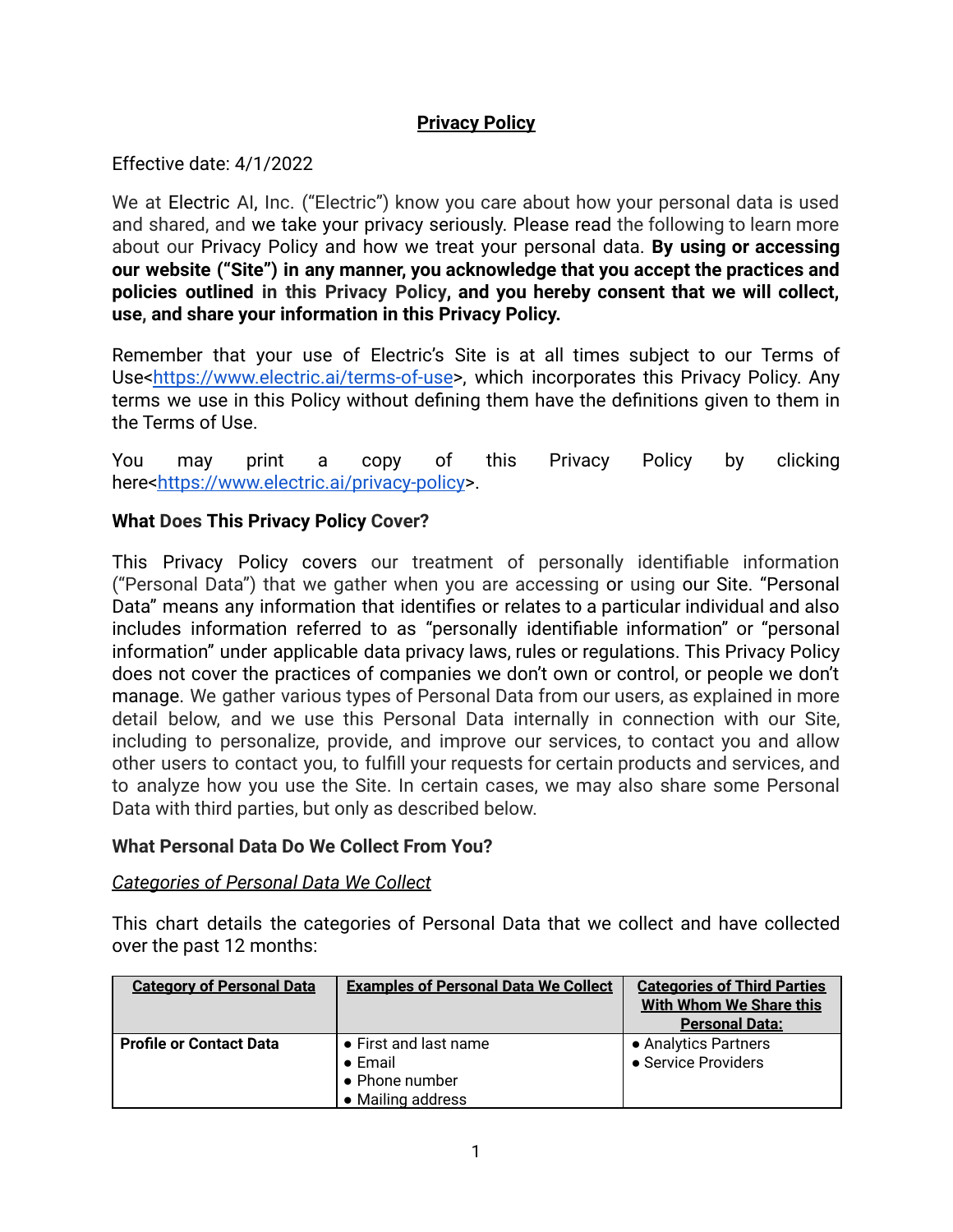# Privacy Policy

Effective date: 4/1/2022

We at Electric AI, Inc. ("Electric") know you care about how your personal data is used and shared, and we take your privacy seriously. Please read the following to learn more about our Privacy Policy and how we treat your personal data. **By using or accessing our website ("Site") in any manner, you acknowledge that you accept the practices and policies outlined in this Privacy Policy, and you hereby consent that we will collect, use, and share your information in this Privacy Policy.**

Remember that your use of Electric's Site is at all times subject to our Terms of Use<https://www.electric.ai/terms-of-use>, which incorporates this Privacy Policy. Any terms we use in this Policy without defining them have the definitions given to them in the Terms of Use.

You may print a copy of this Privacy Policy by clicking here<https://www.electric.ai/privacy-policy>.

### What Does This Privacy Policy Cover?

This Privacy Policy covers our treatment of personally identifiable information ("Personal Data") that we gather when you are accessing or using our Site. "Personal Data" means any information that identifies or relates to a particular individual and also includes information referred to as "personally identifiable information" or "personal information" under applicable data privacy laws, rules or regulations. This Privacy Policy does not cover the practices of companies we don't own or control, or people we don't manage. We gather various types of Personal Data from our users, as explained in more detail below, and we use this Personal Data internally in connection with our Site, including to personalize, provide, and improve our services, to contact you and allow other users to contact you, to fulfill your requests for certain products and services, and to analyze how you use the Site. In certain cases, we may also share some Personal Data with third parties, but only as described below.

### What Personal Data Do We Collect From You?

*Categories of Personal Data We Collect*

This chart details the categories of Personal Data that we collect and have collected over the past 12 months:

| Category of Personal Data | Examples of Personal Data We Collect | Categories of Third Parties With Whom We Share this Personal Data: |
|---|---|---|
| **Profile or Contact Data** | • First and last name<br>• Email<br>• Phone number<br>• Mailing address | • Analytics Partners<br>• Service Providers |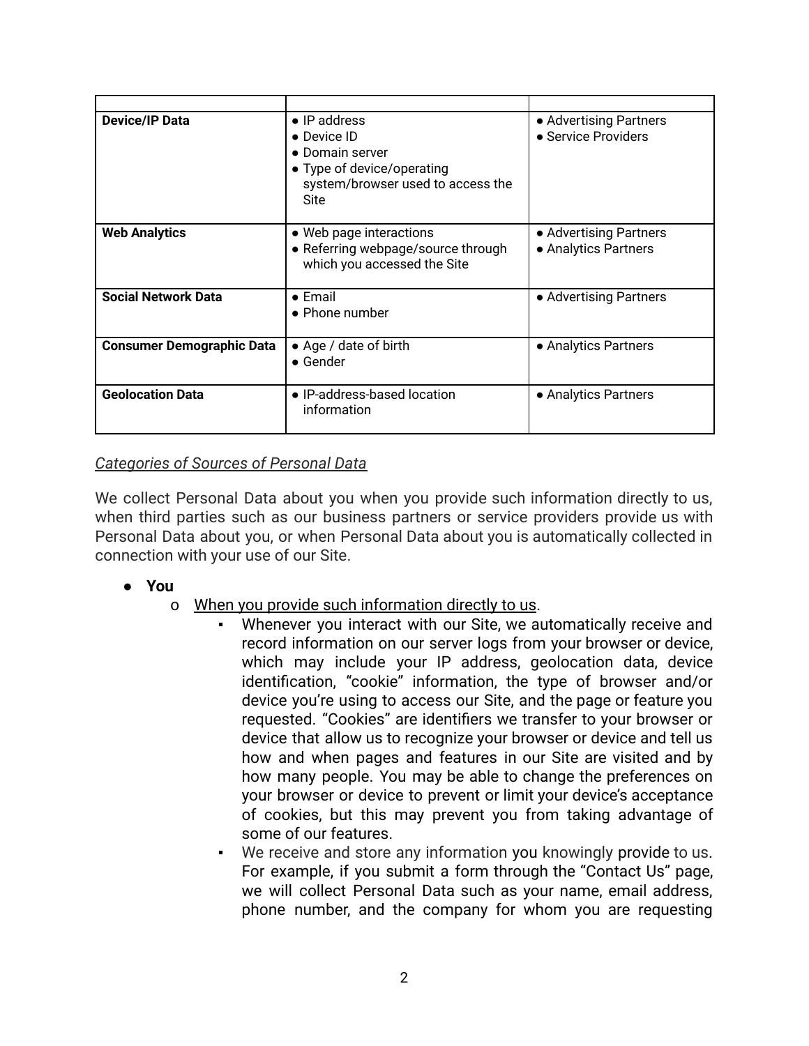| | | |
|---|---|---|
| **Device/IP Data** | • IP address<br>• Device ID<br>• Domain server<br>• Type of device/operating system/browser used to access the Site | • Advertising Partners<br>• Service Providers |
| **Web Analytics** | • Web page interactions<br>• Referring webpage/source through which you accessed the Site | • Advertising Partners<br>• Analytics Partners |
| **Social Network Data** | • Email<br>• Phone number | • Advertising Partners |
| **Consumer Demographic Data** | • Age / date of birth<br>• Gender | • Analytics Partners |
| **Geolocation Data** | • IP-address-based location information | • Analytics Partners |

*Categories of Sources of Personal Data*

We collect Personal Data about you when you provide such information directly to us, when third parties such as our business partners or service providers provide us with Personal Data about you, or when Personal Data about you is automatically collected in connection with your use of our Site.

- **You**
  - When you provide such information directly to us.
    - Whenever you interact with our Site, we automatically receive and record information on our server logs from your browser or device, which may include your IP address, geolocation data, device identification, "cookie" information, the type of browser and/or device you're using to access our Site, and the page or feature you requested. "Cookies" are identifiers we transfer to your browser or device that allow us to recognize your browser or device and tell us how and when pages and features in our Site are visited and by how many people. You may be able to change the preferences on your browser or device to prevent or limit your device's acceptance of cookies, but this may prevent you from taking advantage of some of our features.
    - We receive and store any information you knowingly provide to us. For example, if you submit a form through the "Contact Us" page, we will collect Personal Data such as your name, email address, phone number, and the company for whom you are requesting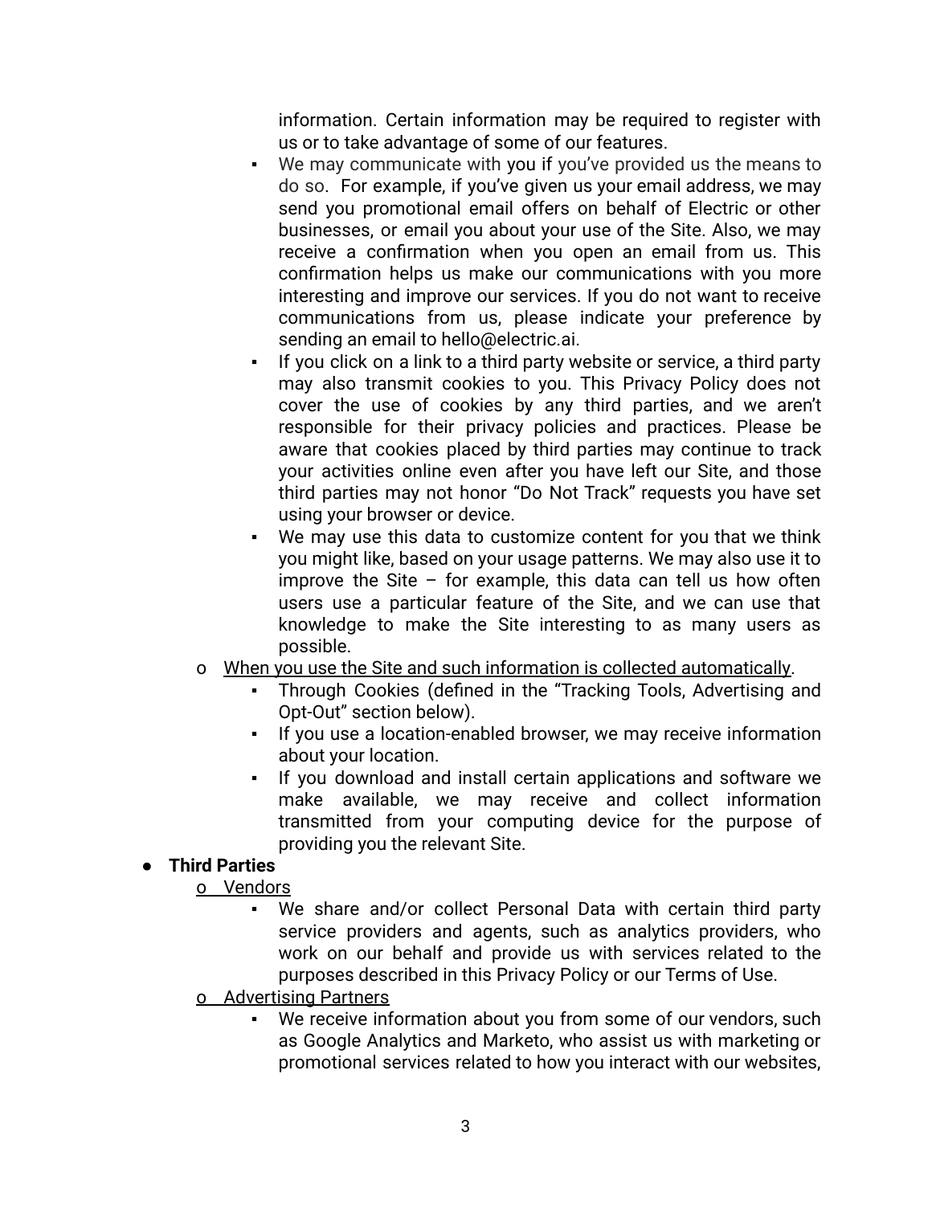information. Certain information may be required to register with us or to take advantage of some of our features.

    - We may communicate with you if you've provided us the means to do so. For example, if you've given us your email address, we may send you promotional email offers on behalf of Electric or other businesses, or email you about your use of the Site. Also, we may receive a confirmation when you open an email from us. This confirmation helps us make our communications with you more interesting and improve our services. If you do not want to receive communications from us, please indicate your preference by sending an email to hello@electric.ai.
    - If you click on a link to a third party website or service, a third party may also transmit cookies to you. This Privacy Policy does not cover the use of cookies by any third parties, and we aren't responsible for their privacy policies and practices. Please be aware that cookies placed by third parties may continue to track your activities online even after you have left our Site, and those third parties may not honor "Do Not Track" requests you have set using your browser or device.
    - We may use this data to customize content for you that we think you might like, based on your usage patterns. We may also use it to improve the Site – for example, this data can tell us how often users use a particular feature of the Site, and we can use that knowledge to make the Site interesting to as many users as possible.
  - <u>When you use the Site and such information is collected automatically</u>.
    - Through Cookies (defined in the "Tracking Tools, Advertising and Opt-Out" section below).
    - If you use a location-enabled browser, we may receive information about your location.
    - If you download and install certain applications and software we make available, we may receive and collect information transmitted from your computing device for the purpose of providing you the relevant Site.
- **Third Parties**
  - <u>Vendors</u>
    - We share and/or collect Personal Data with certain third party service providers and agents, such as analytics providers, who work on our behalf and provide us with services related to the purposes described in this Privacy Policy or our Terms of Use.
  - <u>Advertising Partners</u>
    - We receive information about you from some of our vendors, such as Google Analytics and Marketo, who assist us with marketing or promotional services related to how you interact with our websites,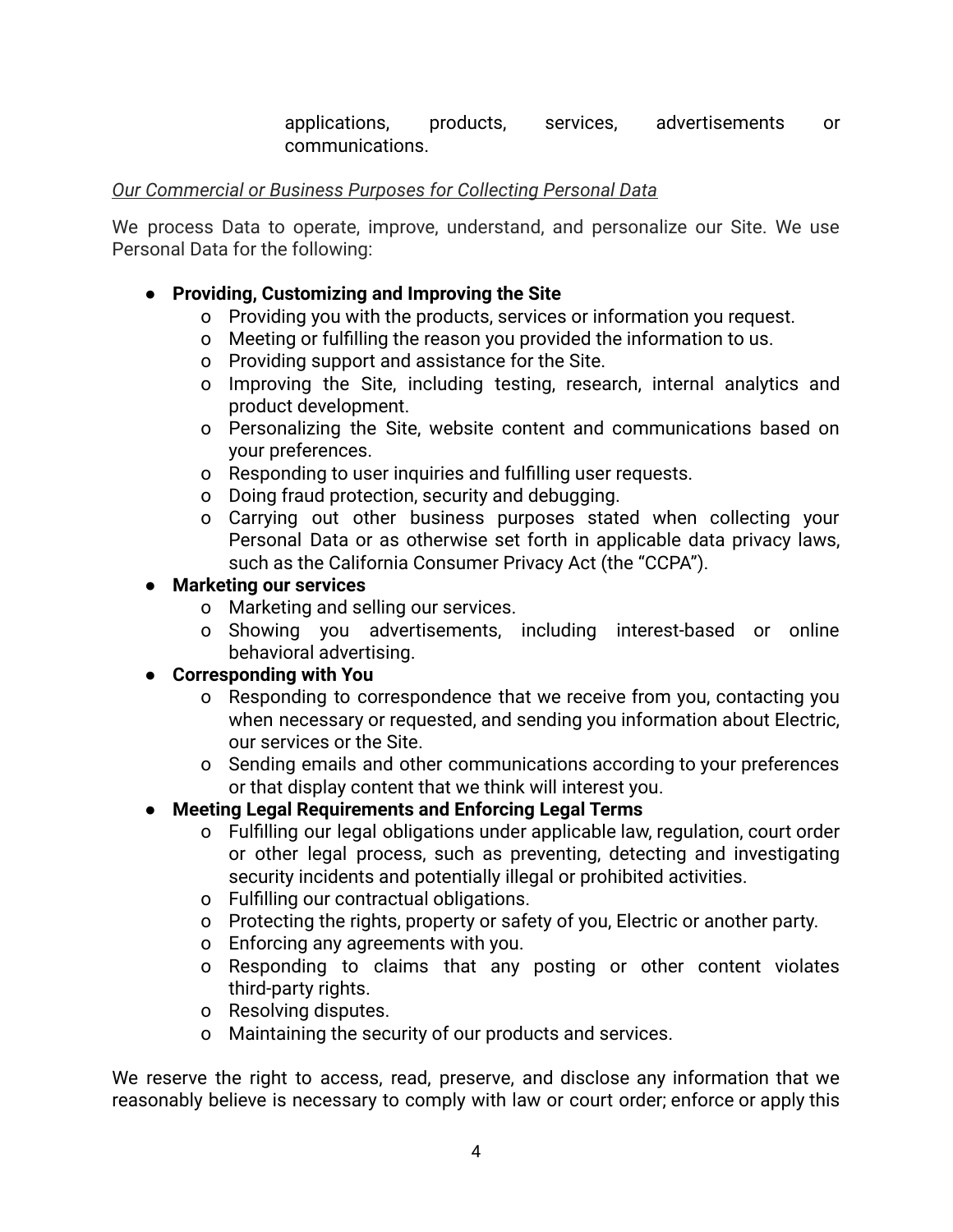applications, products, services, advertisements or communications.

*Our Commercial or Business Purposes for Collecting Personal Data*

We process Data to operate, improve, understand, and personalize our Site. We use Personal Data for the following:

- **Providing, Customizing and Improving the Site**
  - Providing you with the products, services or information you request.
  - Meeting or fulfilling the reason you provided the information to us.
  - Providing support and assistance for the Site.
  - Improving the Site, including testing, research, internal analytics and product development.
  - Personalizing the Site, website content and communications based on your preferences.
  - Responding to user inquiries and fulfilling user requests.
  - Doing fraud protection, security and debugging.
  - Carrying out other business purposes stated when collecting your Personal Data or as otherwise set forth in applicable data privacy laws, such as the California Consumer Privacy Act (the "CCPA").
- **Marketing our services**
  - Marketing and selling our services.
  - Showing you advertisements, including interest-based or online behavioral advertising.
- **Corresponding with You**
  - Responding to correspondence that we receive from you, contacting you when necessary or requested, and sending you information about Electric, our services or the Site.
  - Sending emails and other communications according to your preferences or that display content that we think will interest you.
- **Meeting Legal Requirements and Enforcing Legal Terms**
  - Fulfilling our legal obligations under applicable law, regulation, court order or other legal process, such as preventing, detecting and investigating security incidents and potentially illegal or prohibited activities.
  - Fulfilling our contractual obligations.
  - Protecting the rights, property or safety of you, Electric or another party.
  - Enforcing any agreements with you.
  - Responding to claims that any posting or other content violates third-party rights.
  - Resolving disputes.
  - Maintaining the security of our products and services.

We reserve the right to access, read, preserve, and disclose any information that we reasonably believe is necessary to comply with law or court order; enforce or apply this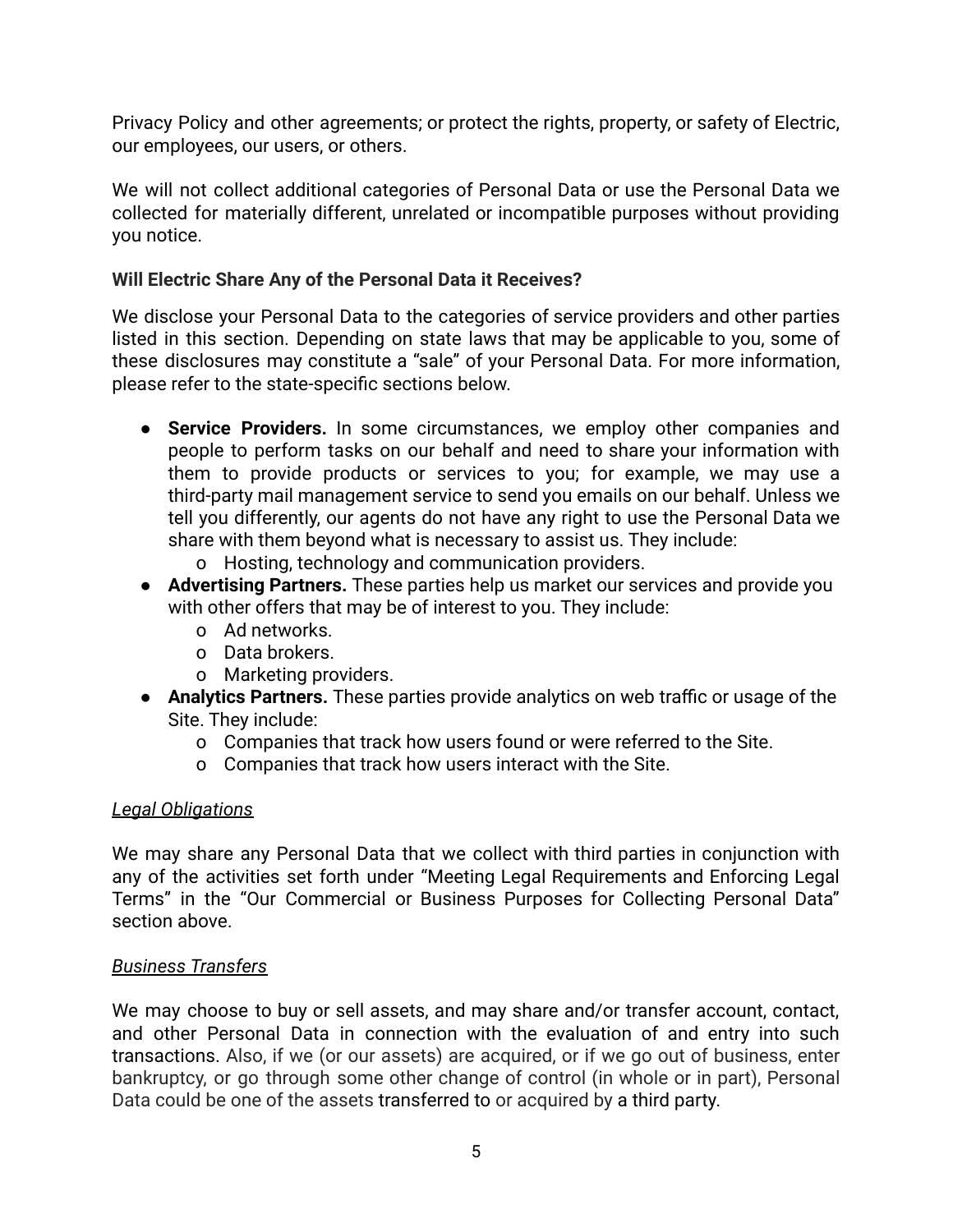Privacy Policy and other agreements; or protect the rights, property, or safety of Electric, our employees, our users, or others.

We will not collect additional categories of Personal Data or use the Personal Data we collected for materially different, unrelated or incompatible purposes without providing you notice.

**Will Electric Share Any of the Personal Data it Receives?**

We disclose your Personal Data to the categories of service providers and other parties listed in this section. Depending on state laws that may be applicable to you, some of these disclosures may constitute a "sale" of your Personal Data. For more information, please refer to the state-specific sections below.

- **Service Providers.** In some circumstances, we employ other companies and people to perform tasks on our behalf and need to share your information with them to provide products or services to you; for example, we may use a third-party mail management service to send you emails on our behalf. Unless we tell you differently, our agents do not have any right to use the Personal Data we share with them beyond what is necessary to assist us. They include:
  - Hosting, technology and communication providers.
- **Advertising Partners.** These parties help us market our services and provide you with other offers that may be of interest to you. They include:
  - Ad networks.
  - Data brokers.
  - Marketing providers.
- **Analytics Partners.** These parties provide analytics on web traffic or usage of the Site. They include:
  - Companies that track how users found or were referred to the Site.
  - Companies that track how users interact with the Site.

*Legal Obligations*

We may share any Personal Data that we collect with third parties in conjunction with any of the activities set forth under "Meeting Legal Requirements and Enforcing Legal Terms" in the "Our Commercial or Business Purposes for Collecting Personal Data" section above.

*Business Transfers*

We may choose to buy or sell assets, and may share and/or transfer account, contact, and other Personal Data in connection with the evaluation of and entry into such transactions. Also, if we (or our assets) are acquired, or if we go out of business, enter bankruptcy, or go through some other change of control (in whole or in part), Personal Data could be one of the assets transferred to or acquired by a third party.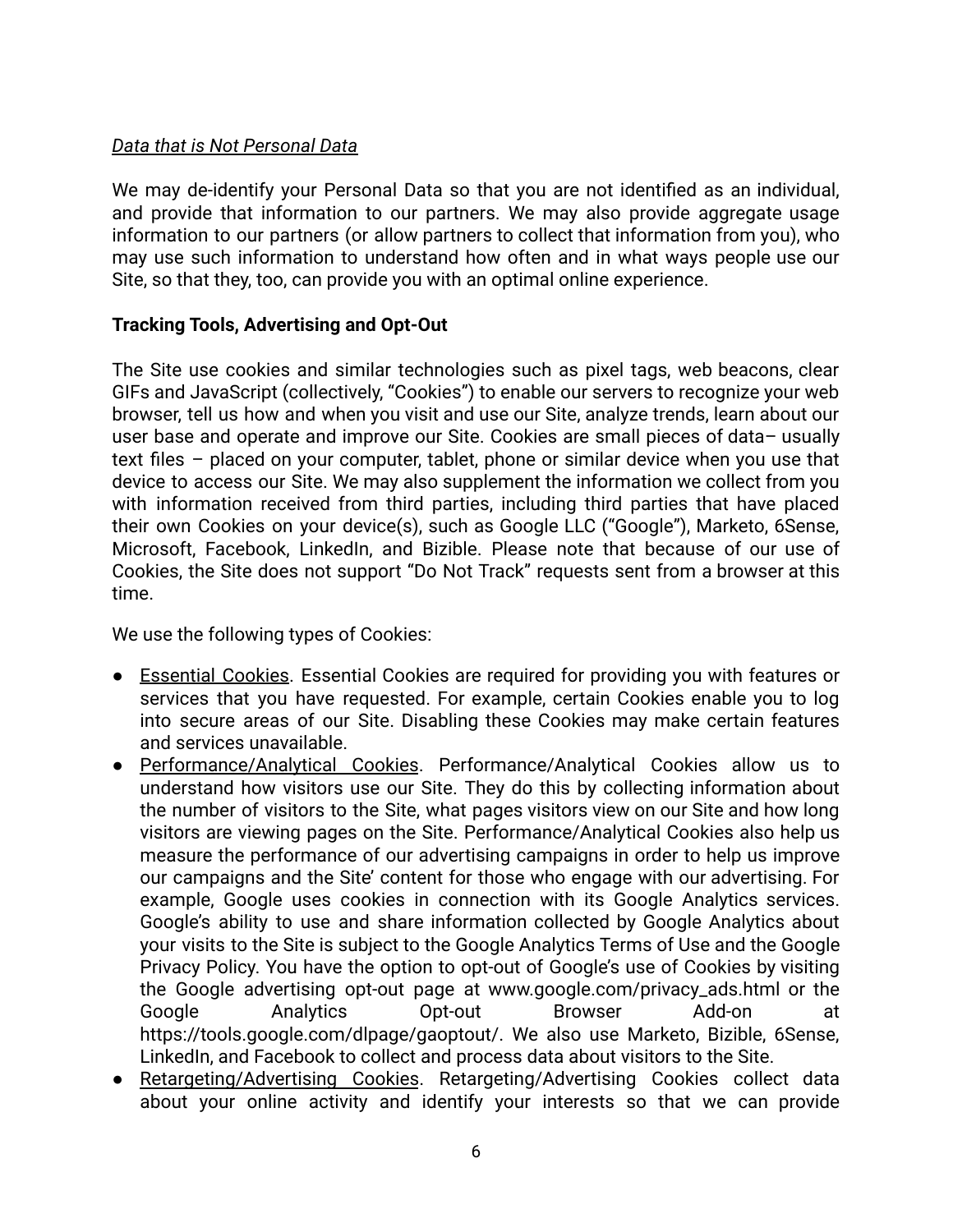*Data that is Not Personal Data*

We may de-identify your Personal Data so that you are not identified as an individual, and provide that information to our partners. We may also provide aggregate usage information to our partners (or allow partners to collect that information from you), who may use such information to understand how often and in what ways people use our Site, so that they, too, can provide you with an optimal online experience.

**Tracking Tools, Advertising and Opt-Out**

The Site use cookies and similar technologies such as pixel tags, web beacons, clear GIFs and JavaScript (collectively, "Cookies") to enable our servers to recognize your web browser, tell us how and when you visit and use our Site, analyze trends, learn about our user base and operate and improve our Site. Cookies are small pieces of data– usually text files – placed on your computer, tablet, phone or similar device when you use that device to access our Site. We may also supplement the information we collect from you with information received from third parties, including third parties that have placed their own Cookies on your device(s), such as Google LLC ("Google"), Marketo, 6Sense, Microsoft, Facebook, LinkedIn, and Bizible. Please note that because of our use of Cookies, the Site does not support "Do Not Track" requests sent from a browser at this time.

We use the following types of Cookies:

- Essential Cookies. Essential Cookies are required for providing you with features or services that you have requested. For example, certain Cookies enable you to log into secure areas of our Site. Disabling these Cookies may make certain features and services unavailable.
- Performance/Analytical Cookies. Performance/Analytical Cookies allow us to understand how visitors use our Site. They do this by collecting information about the number of visitors to the Site, what pages visitors view on our Site and how long visitors are viewing pages on the Site. Performance/Analytical Cookies also help us measure the performance of our advertising campaigns in order to help us improve our campaigns and the Site' content for those who engage with our advertising. For example, Google uses cookies in connection with its Google Analytics services. Google's ability to use and share information collected by Google Analytics about your visits to the Site is subject to the Google Analytics Terms of Use and the Google Privacy Policy. You have the option to opt-out of Google's use of Cookies by visiting the Google advertising opt-out page at www.google.com/privacy_ads.html or the Google Analytics Opt-out Browser Add-on at https://tools.google.com/dlpage/gaoptout/. We also use Marketo, Bizible, 6Sense, LinkedIn, and Facebook to collect and process data about visitors to the Site.
- Retargeting/Advertising Cookies. Retargeting/Advertising Cookies collect data about your online activity and identify your interests so that we can provide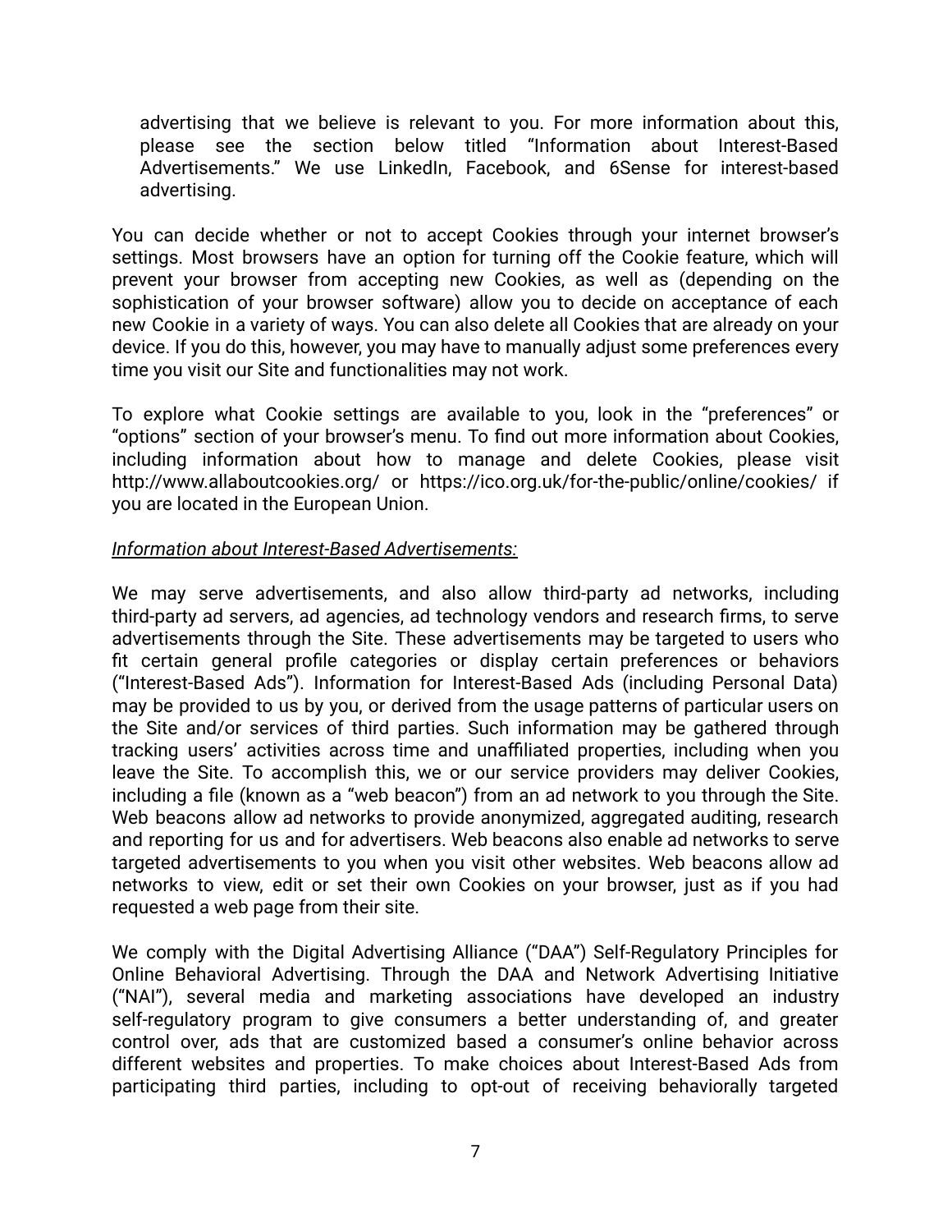advertising that we believe is relevant to you. For more information about this, please see the section below titled "Information about Interest-Based Advertisements." We use LinkedIn, Facebook, and 6Sense for interest-based advertising.

You can decide whether or not to accept Cookies through your internet browser's settings. Most browsers have an option for turning off the Cookie feature, which will prevent your browser from accepting new Cookies, as well as (depending on the sophistication of your browser software) allow you to decide on acceptance of each new Cookie in a variety of ways. You can also delete all Cookies that are already on your device. If you do this, however, you may have to manually adjust some preferences every time you visit our Site and functionalities may not work.

To explore what Cookie settings are available to you, look in the "preferences" or "options" section of your browser's menu. To find out more information about Cookies, including information about how to manage and delete Cookies, please visit http://www.allaboutcookies.org/ or https://ico.org.uk/for-the-public/online/cookies/ if you are located in the European Union.

*Information about Interest-Based Advertisements:*

We may serve advertisements, and also allow third-party ad networks, including third-party ad servers, ad agencies, ad technology vendors and research firms, to serve advertisements through the Site. These advertisements may be targeted to users who fit certain general profile categories or display certain preferences or behaviors ("Interest-Based Ads"). Information for Interest-Based Ads (including Personal Data) may be provided to us by you, or derived from the usage patterns of particular users on the Site and/or services of third parties. Such information may be gathered through tracking users' activities across time and unaffiliated properties, including when you leave the Site. To accomplish this, we or our service providers may deliver Cookies, including a file (known as a "web beacon") from an ad network to you through the Site. Web beacons allow ad networks to provide anonymized, aggregated auditing, research and reporting for us and for advertisers. Web beacons also enable ad networks to serve targeted advertisements to you when you visit other websites. Web beacons allow ad networks to view, edit or set their own Cookies on your browser, just as if you had requested a web page from their site.

We comply with the Digital Advertising Alliance ("DAA") Self-Regulatory Principles for Online Behavioral Advertising. Through the DAA and Network Advertising Initiative ("NAI"), several media and marketing associations have developed an industry self-regulatory program to give consumers a better understanding of, and greater control over, ads that are customized based a consumer's online behavior across different websites and properties. To make choices about Interest-Based Ads from participating third parties, including to opt-out of receiving behaviorally targeted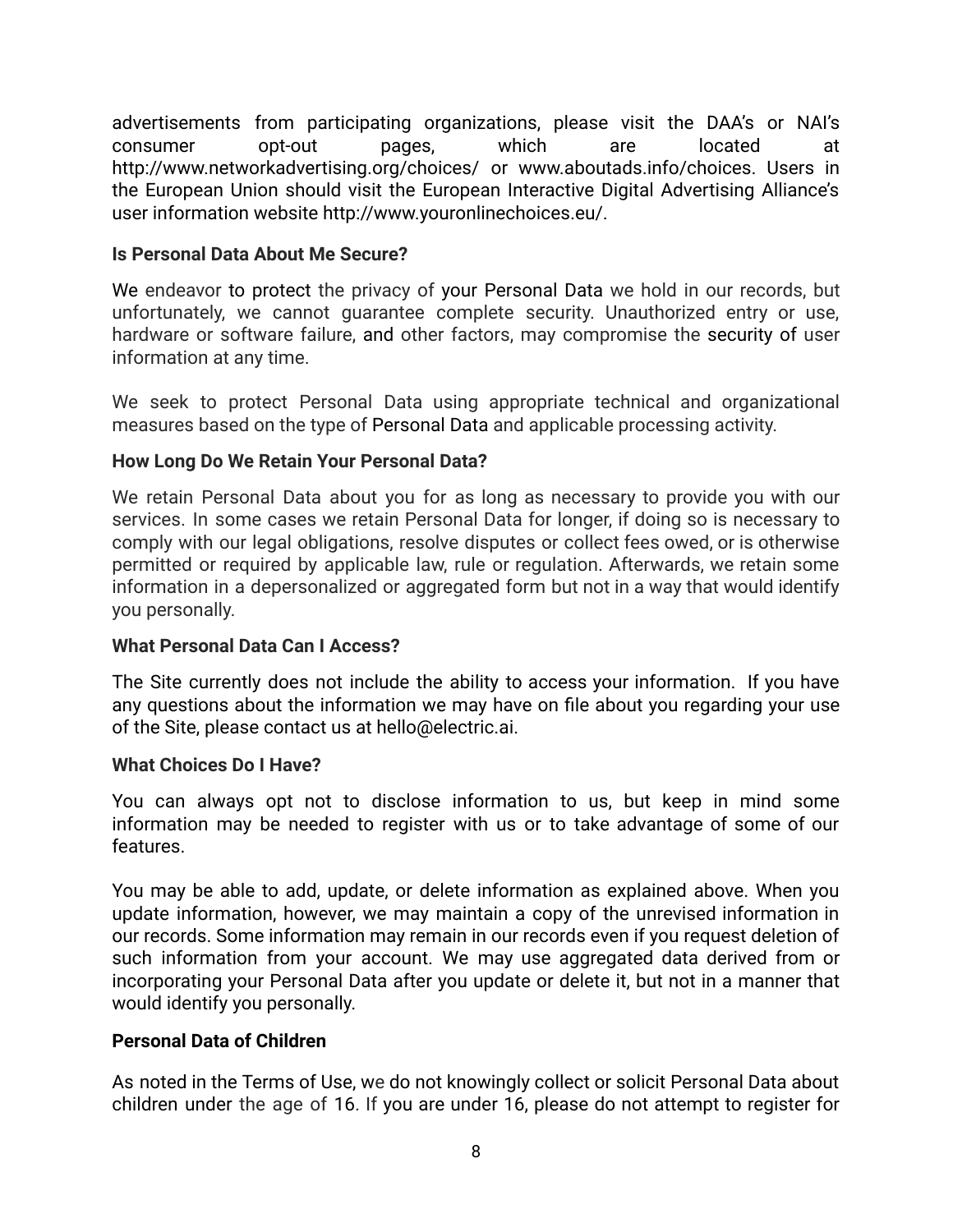advertisements from participating organizations, please visit the DAA's or NAI's consumer opt-out pages, which are located at http://www.networkadvertising.org/choices/ or www.aboutads.info/choices. Users in the European Union should visit the European Interactive Digital Advertising Alliance's user information website http://www.youronlinechoices.eu/.

**Is Personal Data About Me Secure?**

We endeavor to protect the privacy of your Personal Data we hold in our records, but unfortunately, we cannot guarantee complete security. Unauthorized entry or use, hardware or software failure, and other factors, may compromise the security of user information at any time.

We seek to protect Personal Data using appropriate technical and organizational measures based on the type of Personal Data and applicable processing activity.

**How Long Do We Retain Your Personal Data?**

We retain Personal Data about you for as long as necessary to provide you with our services. In some cases we retain Personal Data for longer, if doing so is necessary to comply with our legal obligations, resolve disputes or collect fees owed, or is otherwise permitted or required by applicable law, rule or regulation. Afterwards, we retain some information in a depersonalized or aggregated form but not in a way that would identify you personally.

**What Personal Data Can I Access?**

The Site currently does not include the ability to access your information. If you have any questions about the information we may have on file about you regarding your use of the Site, please contact us at hello@electric.ai.

**What Choices Do I Have?**

You can always opt not to disclose information to us, but keep in mind some information may be needed to register with us or to take advantage of some of our features.

You may be able to add, update, or delete information as explained above. When you update information, however, we may maintain a copy of the unrevised information in our records. Some information may remain in our records even if you request deletion of such information from your account. We may use aggregated data derived from or incorporating your Personal Data after you update or delete it, but not in a manner that would identify you personally.

**Personal Data of Children**

As noted in the Terms of Use, we do not knowingly collect or solicit Personal Data about children under the age of 16. If you are under 16, please do not attempt to register for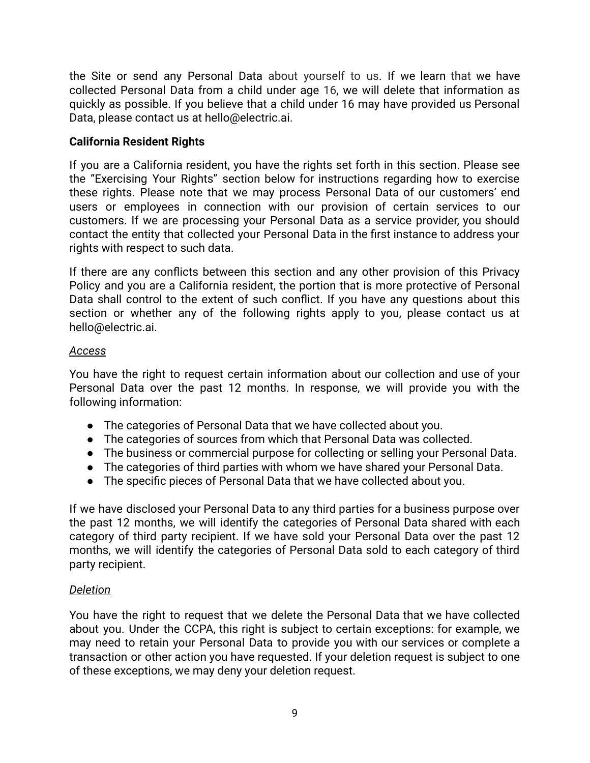the Site or send any Personal Data about yourself to us. If we learn that we have collected Personal Data from a child under age 16, we will delete that information as quickly as possible. If you believe that a child under 16 may have provided us Personal Data, please contact us at hello@electric.ai.

**California Resident Rights**

If you are a California resident, you have the rights set forth in this section. Please see the "Exercising Your Rights" section below for instructions regarding how to exercise these rights. Please note that we may process Personal Data of our customers' end users or employees in connection with our provision of certain services to our customers. If we are processing your Personal Data as a service provider, you should contact the entity that collected your Personal Data in the first instance to address your rights with respect to such data.

If there are any conflicts between this section and any other provision of this Privacy Policy and you are a California resident, the portion that is more protective of Personal Data shall control to the extent of such conflict. If you have any questions about this section or whether any of the following rights apply to you, please contact us at hello@electric.ai.

*Access*

You have the right to request certain information about our collection and use of your Personal Data over the past 12 months. In response, we will provide you with the following information:

- The categories of Personal Data that we have collected about you.
- The categories of sources from which that Personal Data was collected.
- The business or commercial purpose for collecting or selling your Personal Data.
- The categories of third parties with whom we have shared your Personal Data.
- The specific pieces of Personal Data that we have collected about you.

If we have disclosed your Personal Data to any third parties for a business purpose over the past 12 months, we will identify the categories of Personal Data shared with each category of third party recipient. If we have sold your Personal Data over the past 12 months, we will identify the categories of Personal Data sold to each category of third party recipient.

*Deletion*

You have the right to request that we delete the Personal Data that we have collected about you. Under the CCPA, this right is subject to certain exceptions: for example, we may need to retain your Personal Data to provide you with our services or complete a transaction or other action you have requested. If your deletion request is subject to one of these exceptions, we may deny your deletion request.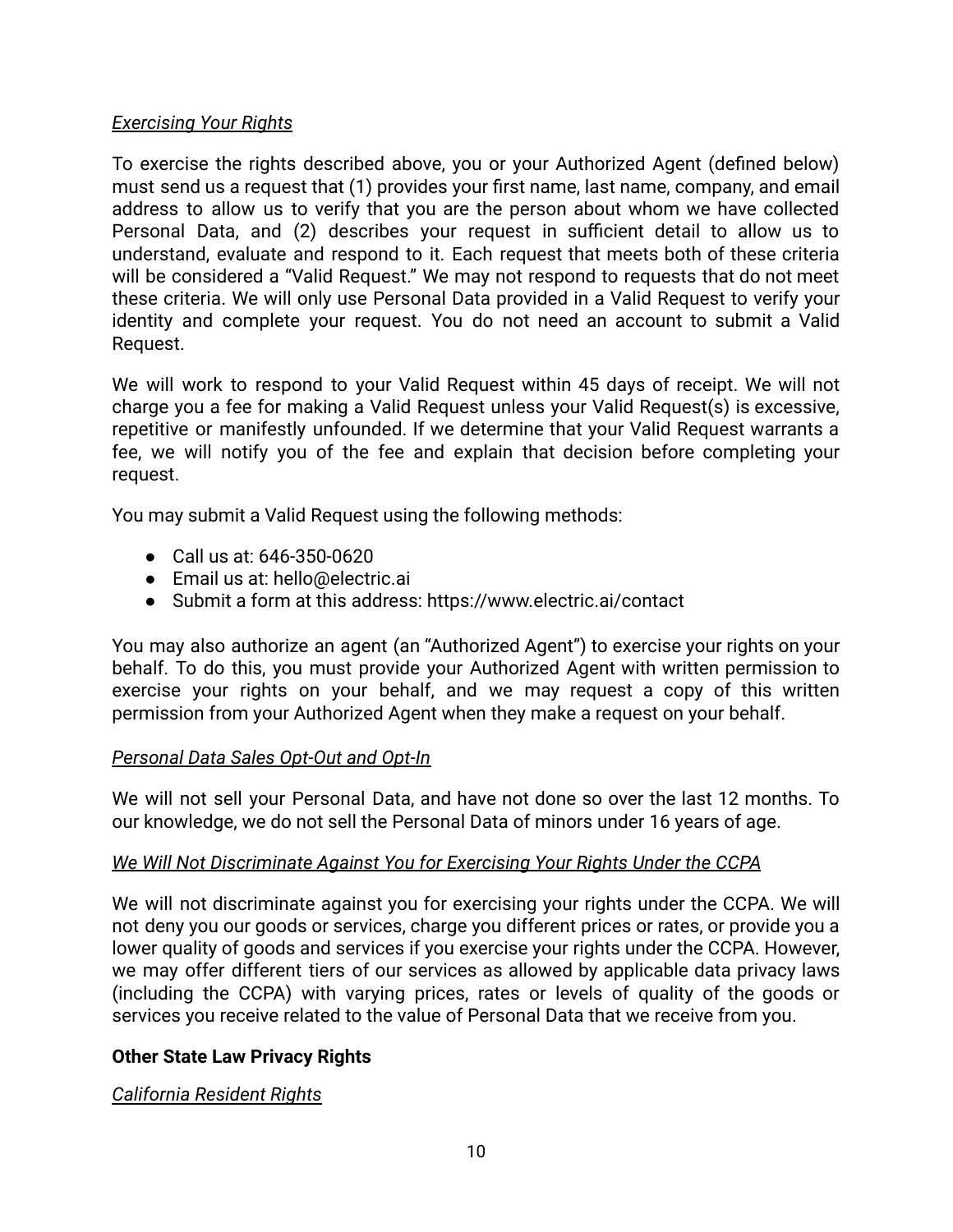*Exercising Your Rights*

To exercise the rights described above, you or your Authorized Agent (defined below) must send us a request that (1) provides your first name, last name, company, and email address to allow us to verify that you are the person about whom we have collected Personal Data, and (2) describes your request in sufficient detail to allow us to understand, evaluate and respond to it. Each request that meets both of these criteria will be considered a "Valid Request." We may not respond to requests that do not meet these criteria. We will only use Personal Data provided in a Valid Request to verify your identity and complete your request. You do not need an account to submit a Valid Request.

We will work to respond to your Valid Request within 45 days of receipt. We will not charge you a fee for making a Valid Request unless your Valid Request(s) is excessive, repetitive or manifestly unfounded. If we determine that your Valid Request warrants a fee, we will notify you of the fee and explain that decision before completing your request.

You may submit a Valid Request using the following methods:

- Call us at: 646-350-0620
- Email us at: hello@electric.ai
- Submit a form at this address: https://www.electric.ai/contact

You may also authorize an agent (an "Authorized Agent") to exercise your rights on your behalf. To do this, you must provide your Authorized Agent with written permission to exercise your rights on your behalf, and we may request a copy of this written permission from your Authorized Agent when they make a request on your behalf.

*Personal Data Sales Opt-Out and Opt-In*

We will not sell your Personal Data, and have not done so over the last 12 months. To our knowledge, we do not sell the Personal Data of minors under 16 years of age.

*We Will Not Discriminate Against You for Exercising Your Rights Under the CCPA*

We will not discriminate against you for exercising your rights under the CCPA. We will not deny you our goods or services, charge you different prices or rates, or provide you a lower quality of goods and services if you exercise your rights under the CCPA. However, we may offer different tiers of our services as allowed by applicable data privacy laws (including the CCPA) with varying prices, rates or levels of quality of the goods or services you receive related to the value of Personal Data that we receive from you.

**Other State Law Privacy Rights**

*California Resident Rights*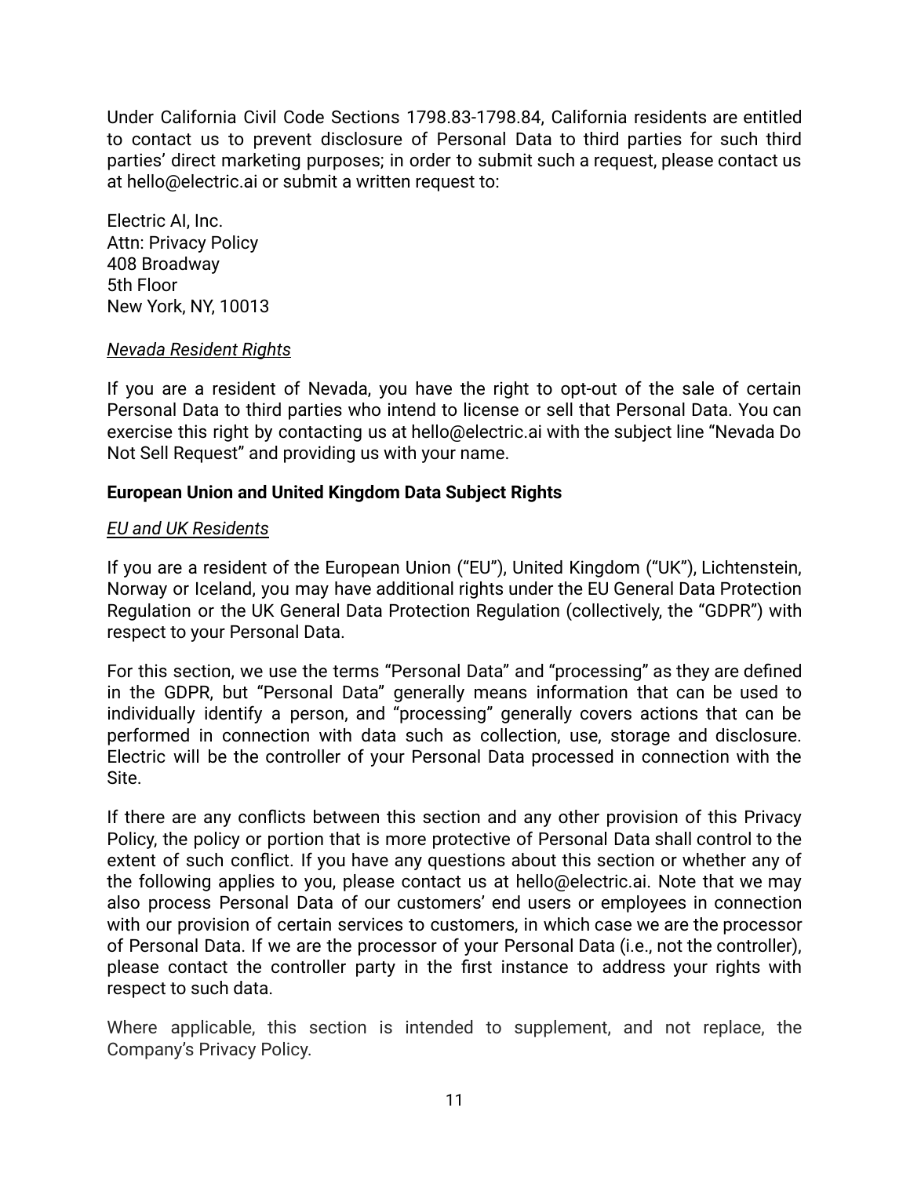Under California Civil Code Sections 1798.83-1798.84, California residents are entitled to contact us to prevent disclosure of Personal Data to third parties for such third parties' direct marketing purposes; in order to submit such a request, please contact us at hello@electric.ai or submit a written request to:

Electric AI, Inc.
Attn: Privacy Policy
408 Broadway
5th Floor
New York, NY, 10013

*Nevada Resident Rights*

If you are a resident of Nevada, you have the right to opt-out of the sale of certain Personal Data to third parties who intend to license or sell that Personal Data. You can exercise this right by contacting us at hello@electric.ai with the subject line "Nevada Do Not Sell Request" and providing us with your name.

**European Union and United Kingdom Data Subject Rights**

*EU and UK Residents*

If you are a resident of the European Union ("EU"), United Kingdom ("UK"), Lichtenstein, Norway or Iceland, you may have additional rights under the EU General Data Protection Regulation or the UK General Data Protection Regulation (collectively, the "GDPR") with respect to your Personal Data.

For this section, we use the terms "Personal Data" and "processing" as they are defined in the GDPR, but "Personal Data" generally means information that can be used to individually identify a person, and "processing" generally covers actions that can be performed in connection with data such as collection, use, storage and disclosure. Electric will be the controller of your Personal Data processed in connection with the Site.

If there are any conflicts between this section and any other provision of this Privacy Policy, the policy or portion that is more protective of Personal Data shall control to the extent of such conflict. If you have any questions about this section or whether any of the following applies to you, please contact us at hello@electric.ai. Note that we may also process Personal Data of our customers' end users or employees in connection with our provision of certain services to customers, in which case we are the processor of Personal Data. If we are the processor of your Personal Data (i.e., not the controller), please contact the controller party in the first instance to address your rights with respect to such data.

Where applicable, this section is intended to supplement, and not replace, the Company's Privacy Policy.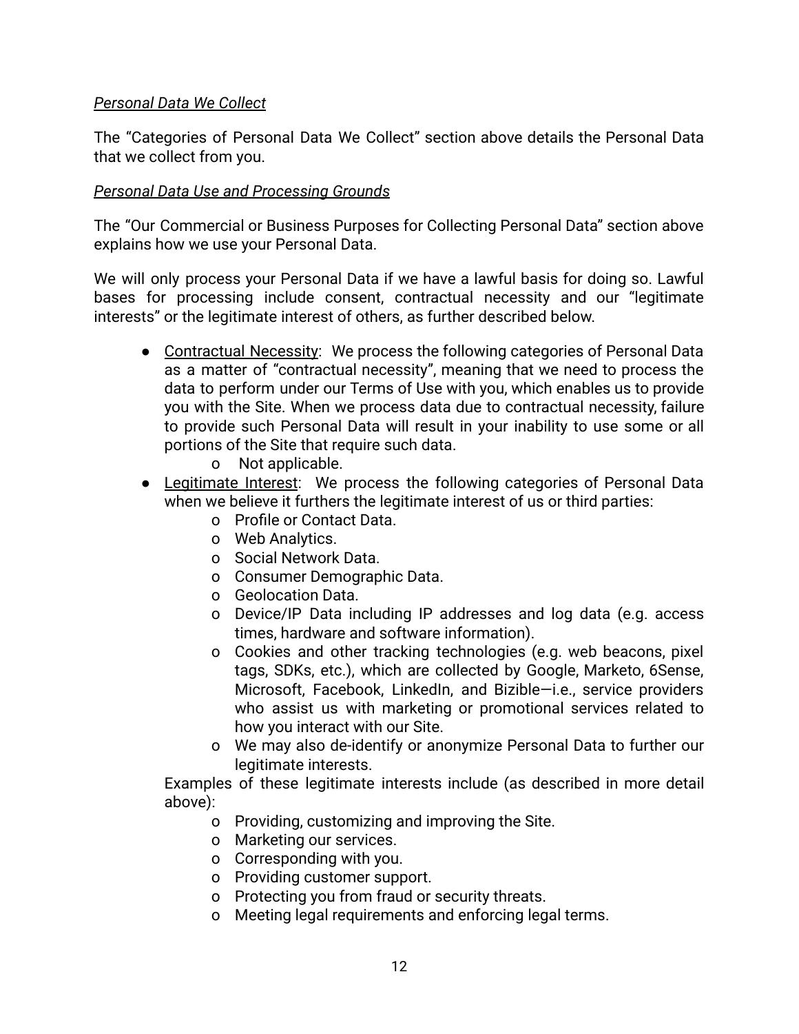*Personal Data We Collect*

The "Categories of Personal Data We Collect" section above details the Personal Data that we collect from you.

*Personal Data Use and Processing Grounds*

The "Our Commercial or Business Purposes for Collecting Personal Data" section above explains how we use your Personal Data.

We will only process your Personal Data if we have a lawful basis for doing so. Lawful bases for processing include consent, contractual necessity and our "legitimate interests" or the legitimate interest of others, as further described below.

- Contractual Necessity: We process the following categories of Personal Data as a matter of "contractual necessity", meaning that we need to process the data to perform under our Terms of Use with you, which enables us to provide you with the Site. When we process data due to contractual necessity, failure to provide such Personal Data will result in your inability to use some or all portions of the Site that require such data.
  - Not applicable.
- Legitimate Interest: We process the following categories of Personal Data when we believe it furthers the legitimate interest of us or third parties:
  - Profile or Contact Data.
  - Web Analytics.
  - Social Network Data.
  - Consumer Demographic Data.
  - Geolocation Data.
  - Device/IP Data including IP addresses and log data (e.g. access times, hardware and software information).
  - Cookies and other tracking technologies (e.g. web beacons, pixel tags, SDKs, etc.), which are collected by Google, Marketo, 6Sense, Microsoft, Facebook, LinkedIn, and Bizible—i.e., service providers who assist us with marketing or promotional services related to how you interact with our Site.
  - We may also de-identify or anonymize Personal Data to further our legitimate interests.

  Examples of these legitimate interests include (as described in more detail above):
  - Providing, customizing and improving the Site.
  - Marketing our services.
  - Corresponding with you.
  - Providing customer support.
  - Protecting you from fraud or security threats.
  - Meeting legal requirements and enforcing legal terms.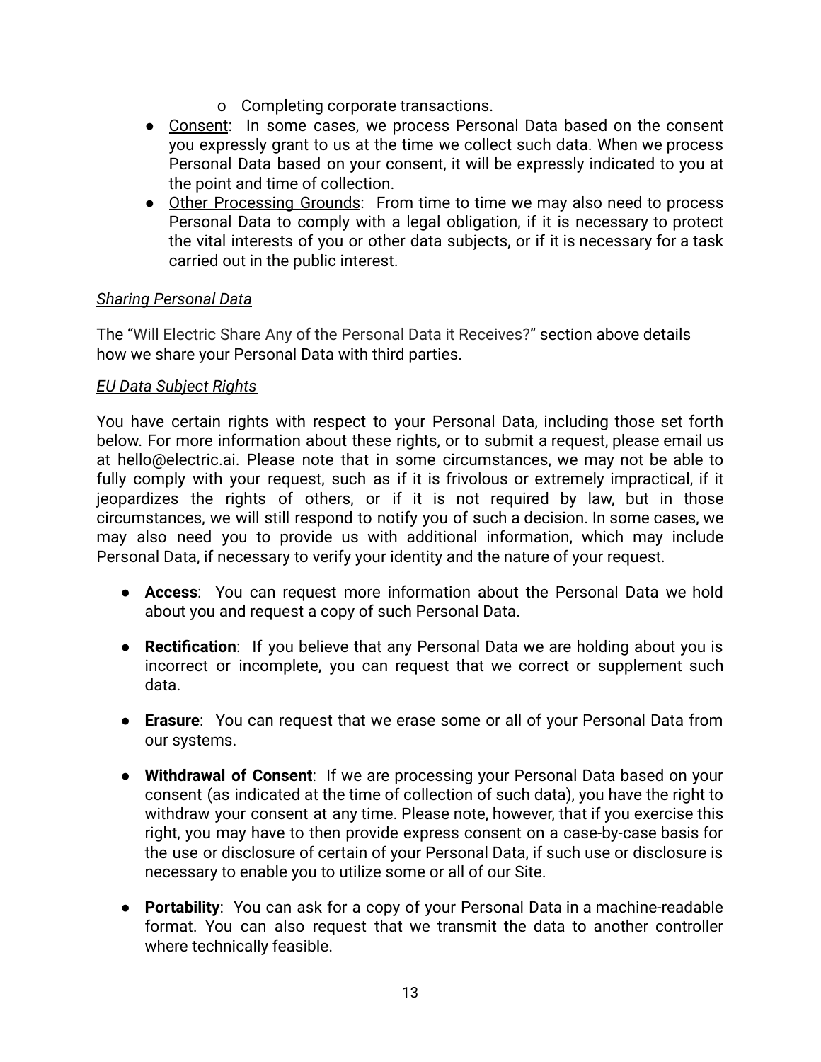- o Completing corporate transactions.
- <u>Consent</u>: In some cases, we process Personal Data based on the consent you expressly grant to us at the time we collect such data. When we process Personal Data based on your consent, it will be expressly indicated to you at the point and time of collection.
- <u>Other Processing Grounds</u>: From time to time we may also need to process Personal Data to comply with a legal obligation, if it is necessary to protect the vital interests of you or other data subjects, or if it is necessary for a task carried out in the public interest.

*<u>Sharing Personal Data</u>*

The "Will Electric Share Any of the Personal Data it Receives?" section above details how we share your Personal Data with third parties.

*<u>EU Data Subject Rights</u>*

You have certain rights with respect to your Personal Data, including those set forth below. For more information about these rights, or to submit a request, please email us at hello@electric.ai. Please note that in some circumstances, we may not be able to fully comply with your request, such as if it is frivolous or extremely impractical, if it jeopardizes the rights of others, or if it is not required by law, but in those circumstances, we will still respond to notify you of such a decision. In some cases, we may also need you to provide us with additional information, which may include Personal Data, if necessary to verify your identity and the nature of your request.

- **Access**: You can request more information about the Personal Data we hold about you and request a copy of such Personal Data.

- **Rectification**: If you believe that any Personal Data we are holding about you is incorrect or incomplete, you can request that we correct or supplement such data.

- **Erasure**: You can request that we erase some or all of your Personal Data from our systems.

- **Withdrawal of Consent**: If we are processing your Personal Data based on your consent (as indicated at the time of collection of such data), you have the right to withdraw your consent at any time. Please note, however, that if you exercise this right, you may have to then provide express consent on a case-by-case basis for the use or disclosure of certain of your Personal Data, if such use or disclosure is necessary to enable you to utilize some or all of our Site.

- **Portability**: You can ask for a copy of your Personal Data in a machine-readable format. You can also request that we transmit the data to another controller where technically feasible.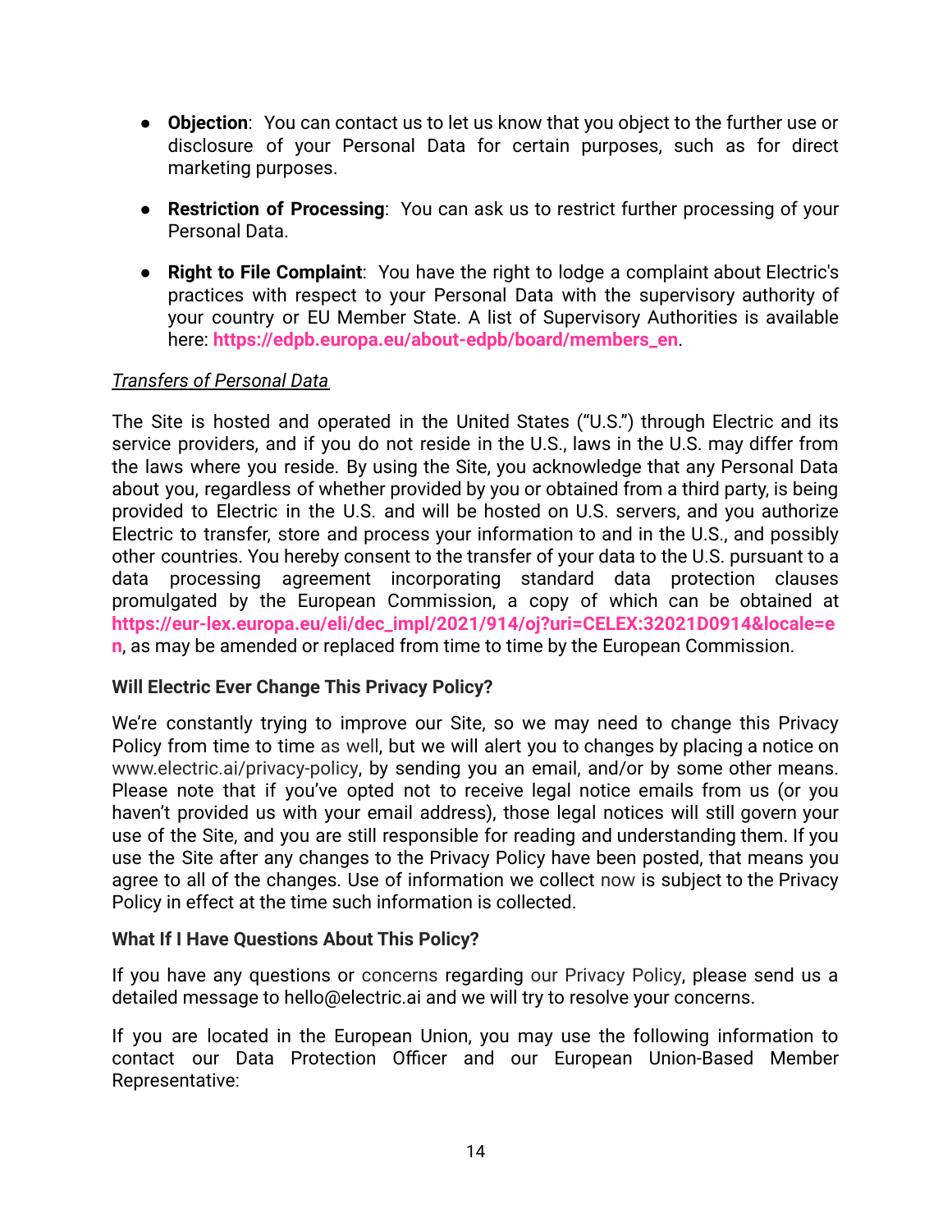- **Objection**: You can contact us to let us know that you object to the further use or disclosure of your Personal Data for certain purposes, such as for direct marketing purposes.

- **Restriction of Processing**: You can ask us to restrict further processing of your Personal Data.

- **Right to File Complaint**: You have the right to lodge a complaint about Electric's practices with respect to your Personal Data with the supervisory authority of your country or EU Member State. A list of Supervisory Authorities is available here: **https://edpb.europa.eu/about-edpb/board/members_en**.

_Transfers of Personal Data_

The Site is hosted and operated in the United States ("U.S.") through Electric and its service providers, and if you do not reside in the U.S., laws in the U.S. may differ from the laws where you reside. By using the Site, you acknowledge that any Personal Data about you, regardless of whether provided by you or obtained from a third party, is being provided to Electric in the U.S. and will be hosted on U.S. servers, and you authorize Electric to transfer, store and process your information to and in the U.S., and possibly other countries. You hereby consent to the transfer of your data to the U.S. pursuant to a data processing agreement incorporating standard data protection clauses promulgated by the European Commission, a copy of which can be obtained at **https://eur-lex.europa.eu/eli/dec_impl/2021/914/oj?uri=CELEX:32021D0914&locale=en**, as may be amended or replaced from time to time by the European Commission.

**Will Electric Ever Change This Privacy Policy?**

We're constantly trying to improve our Site, so we may need to change this Privacy Policy from time to time as well, but we will alert you to changes by placing a notice on www.electric.ai/privacy-policy, by sending you an email, and/or by some other means. Please note that if you've opted not to receive legal notice emails from us (or you haven't provided us with your email address), those legal notices will still govern your use of the Site, and you are still responsible for reading and understanding them. If you use the Site after any changes to the Privacy Policy have been posted, that means you agree to all of the changes. Use of information we collect now is subject to the Privacy Policy in effect at the time such information is collected.

**What If I Have Questions About This Policy?**

If you have any questions or concerns regarding our Privacy Policy, please send us a detailed message to hello@electric.ai and we will try to resolve your concerns.

If you are located in the European Union, you may use the following information to contact our Data Protection Officer and our European Union-Based Member Representative: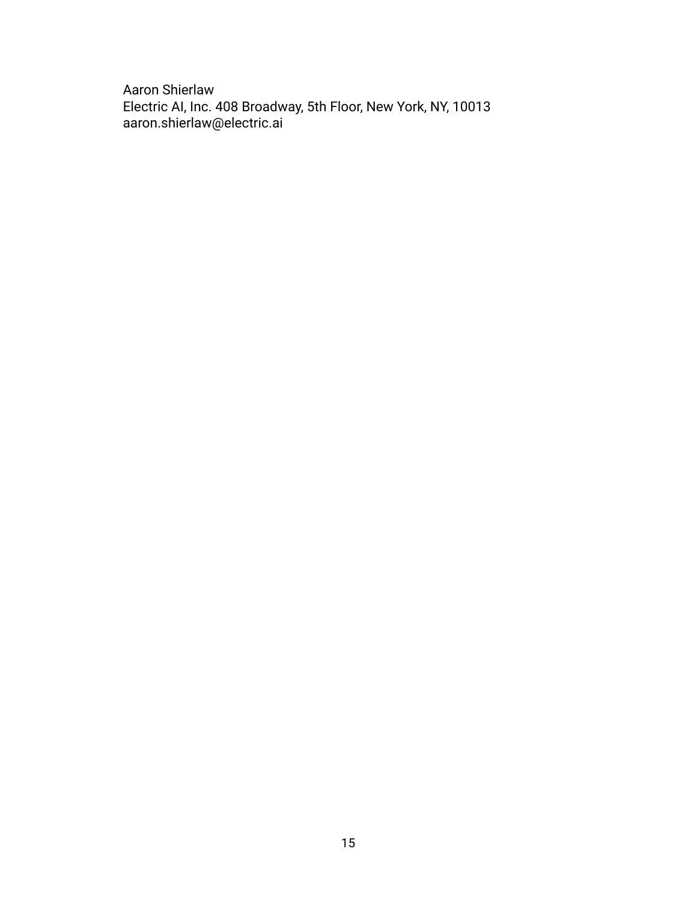Aaron Shierlaw
Electric AI, Inc. 408 Broadway, 5th Floor, New York, NY, 10013
aaron.shierlaw@electric.ai